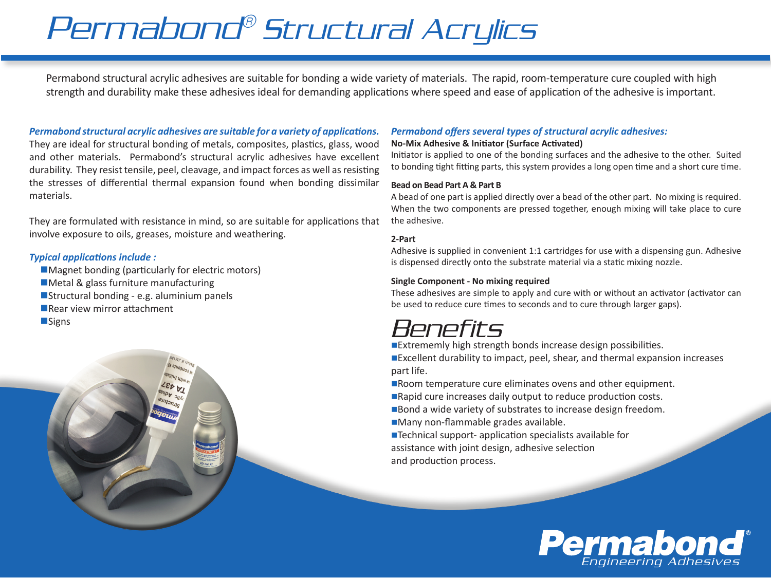# Permabond® Structural Acrylics

Permabond structural acrylic adhesives are suitable for bonding a wide variety of materials. The rapid, room-temperature cure coupled with high strength and durability make these adhesives ideal for demanding applications where speed and ease of application of the adhesive is important.

***Permabond structural acrylic adhesives are suitable for a variety of applications.***

They are ideal for structural bonding of metals, composites, plastics, glass, wood and other materials. Permabond's structural acrylic adhesives have excellent durability. They resist tensile, peel, cleavage, and impact forces as well as resisting the stresses of differential thermal expansion found when bonding dissimilar materials.

They are formulated with resistance in mind, so are suitable for applications that involve exposure to oils, greases, moisture and weathering.

***Typical applications include :***

- Magnet bonding (particularly for electric motors)
- Metal & glass furniture manufacturing
- Structural bonding - e.g. aluminium panels
- Rear view mirror attachment
- Signs

***Permabond offers several types of structural acrylic adhesives:***

**No-Mix Adhesive & Initiator (Surface Activated)**

Initiator is applied to one of the bonding surfaces and the adhesive to the other. Suited to bonding tight fitting parts, this system provides a long open time and a short cure time.

**Bead on Bead Part A & Part B**

A bead of one part is applied directly over a bead of the other part. No mixing is required. When the two components are pressed together, enough mixing will take place to cure the adhesive.

**2-Part**

Adhesive is supplied in convenient 1:1 cartridges for use with a dispensing gun. Adhesive is dispensed directly onto the substrate material via a static mixing nozzle.

**Single Component - No mixing required**

These adhesives are simple to apply and cure with or without an activator (activator can be used to reduce cure times to seconds and to cure through larger gaps).

## Benefits

- Extrememly high strength bonds increase design possibilities.
- Excellent durability to impact, peel, shear, and thermal expansion increases part life.
- Room temperature cure eliminates ovens and other equipment.
- Rapid cure increases daily output to reduce production costs.
- Bond a wide variety of substrates to increase design freedom.
- Many non-flammable grades available.
- Technical support- application specialists available for assistance with joint design, adhesive selection and production process.

Permabond® Engineering Adhesives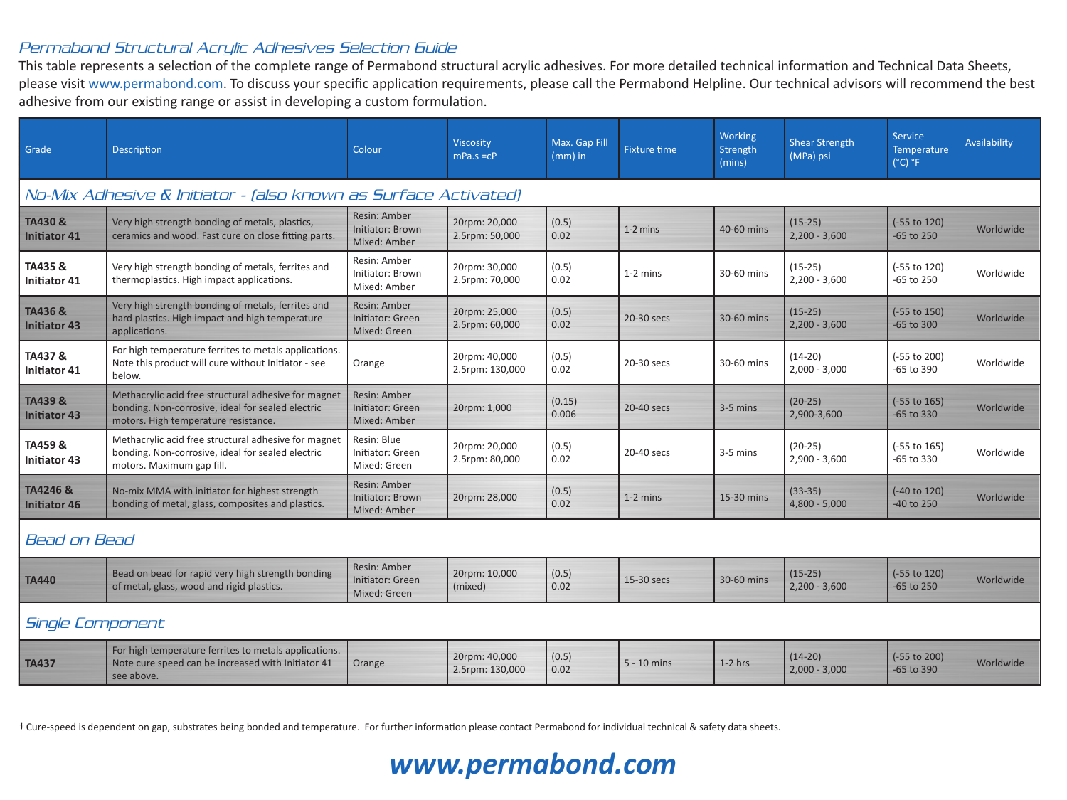## Permabond Structural Acrylic Adhesives Selection Guide

This table represents a selection of the complete range of Permabond structural acrylic adhesives. For more detailed technical information and Technical Data Sheets, please visit www.permabond.com. To discuss your specific application requirements, please call the Permabond Helpline. Our technical advisors will recommend the best adhesive from our existing range or assist in developing a custom formulation.

| Grade | Description | Colour | Viscosity mPa.s =cP | Max. Gap Fill (mm) in | Fixture time | Working Strength (mins) | Shear Strength (MPa) psi | Service Temperature (°C) °F | Availability |
|---|---|---|---|---|---|---|---|---|---|
| ***No-Mix Adhesive & Initiator - (also known as Surface Activated)*** | | | | | | | | | |
| **TA430 & Initiator 41** | Very high strength bonding of metals, plastics, ceramics and wood. Fast cure on close fitting parts. | Resin: Amber<br>Initiator: Brown<br>Mixed: Amber | 20rpm: 20,000<br>2.5rpm: 50,000 | (0.5)<br>0.02 | 1-2 mins | 40-60 mins | (15-25)<br>2,200 - 3,600 | (-55 to 120)<br>-65 to 250 | Worldwide |
| **TA435 & Initiator 41** | Very high strength bonding of metals, ferrites and thermoplastics. High impact applications. | Resin: Amber<br>Initiator: Brown<br>Mixed: Amber | 20rpm: 30,000<br>2.5rpm: 70,000 | (0.5)<br>0.02 | 1-2 mins | 30-60 mins | (15-25)<br>2,200 - 3,600 | (-55 to 120)<br>-65 to 250 | Worldwide |
| **TA436 & Initiator 43** | Very high strength bonding of metals, ferrites and hard plastics. High impact and high temperature applications. | Resin: Amber<br>Initiator: Green<br>Mixed: Green | 20rpm: 25,000<br>2.5rpm: 60,000 | (0.5)<br>0.02 | 20-30 secs | 30-60 mins | (15-25)<br>2,200 - 3,600 | (-55 to 150)<br>-65 to 300 | Worldwide |
| **TA437 & Initiator 41** | For high temperature ferrites to metals applications. Note this product will cure without Initiator - see below. | Orange | 20rpm: 40,000<br>2.5rpm: 130,000 | (0.5)<br>0.02 | 20-30 secs | 30-60 mins | (14-20)<br>2,000 - 3,000 | (-55 to 200)<br>-65 to 390 | Worldwide |
| **TA439 & Initiator 43** | Methacrylic acid free structural adhesive for magnet bonding. Non-corrosive, ideal for sealed electric motors. High temperature resistance. | Resin: Amber<br>Initiator: Green<br>Mixed: Amber | 20rpm: 1,000 | (0.15)<br>0.006 | 20-40 secs | 3-5 mins | (20-25)<br>2,900-3,600 | (-55 to 165)<br>-65 to 330 | Worldwide |
| **TA459 & Initiator 43** | Methacrylic acid free structural adhesive for magnet bonding. Non-corrosive, ideal for sealed electric motors. Maximum gap fill. | Resin: Blue<br>Initiator: Green<br>Mixed: Green | 20rpm: 20,000<br>2.5rpm: 80,000 | (0.5)<br>0.02 | 20-40 secs | 3-5 mins | (20-25)<br>2,900 - 3,600 | (-55 to 165)<br>-65 to 330 | Worldwide |
| **TA4246 & Initiator 46** | No-mix MMA with initiator for highest strength bonding of metal, glass, composites and plastics. | Resin: Amber<br>Initiator: Brown<br>Mixed: Amber | 20rpm: 28,000 | (0.5)<br>0.02 | 1-2 mins | 15-30 mins | (33-35)<br>4,800 - 5,000 | (-40 to 120)<br>-40 to 250 | Worldwide |
| ***Bead on Bead*** | | | | | | | | | |
| **TA440** | Bead on bead for rapid very high strength bonding of metal, glass, wood and rigid plastics. | Resin: Amber<br>Initiator: Green<br>Mixed: Green | 20rpm: 10,000<br>(mixed) | (0.5)<br>0.02 | 15-30 secs | 30-60 mins | (15-25)<br>2,200 - 3,600 | (-55 to 120)<br>-65 to 250 | Worldwide |
| ***Single Component*** | | | | | | | | | |
| **TA437** | For high temperature ferrites to metals applications. Note cure speed can be increased with Initiator 41 see above. | Orange | 20rpm: 40,000<br>2.5rpm: 130,000 | (0.5)<br>0.02 | 5 - 10 mins | 1-2 hrs | (14-20)<br>2,000 - 3,000 | (-55 to 200)<br>-65 to 390 | Worldwide |

† Cure-speed is dependent on gap, substrates being bonded and temperature. For further information please contact Permabond for individual technical & safety data sheets.

**www.permabond.com**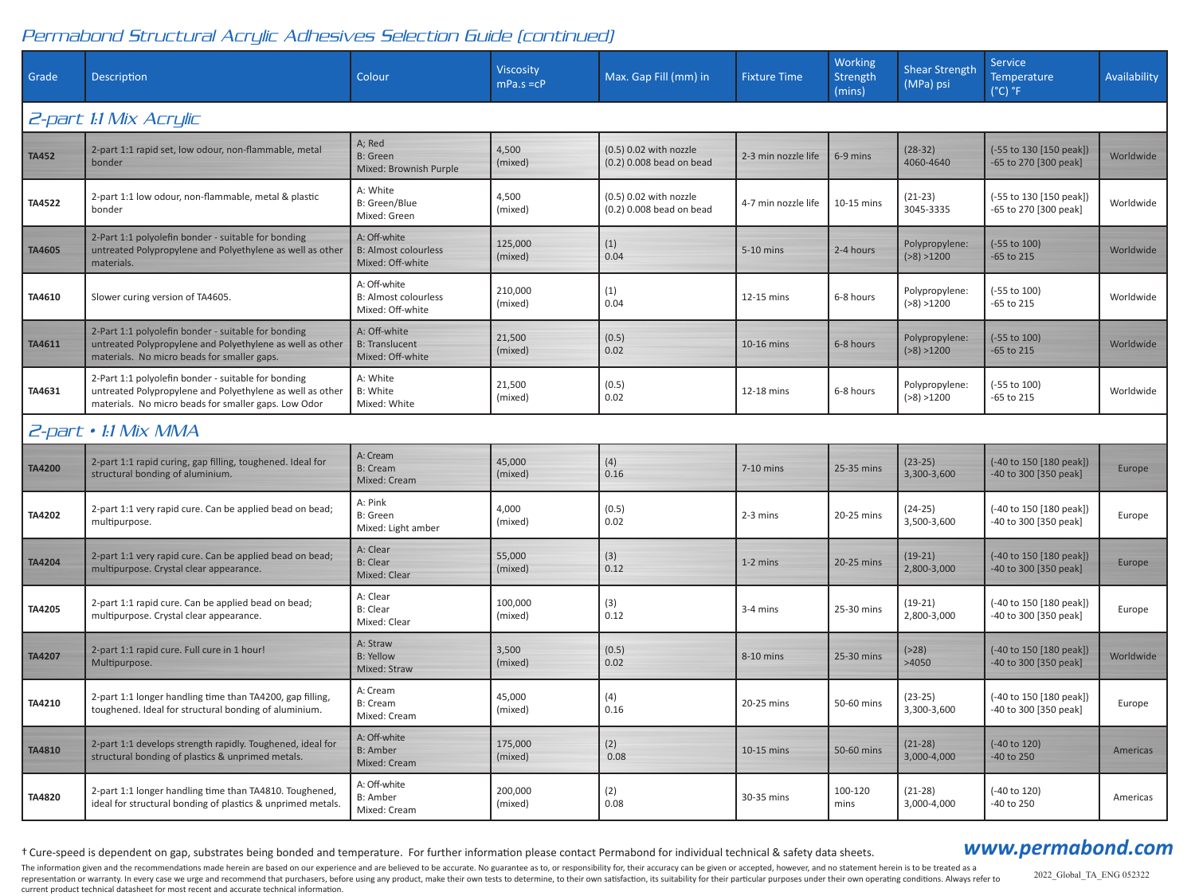# Permabond Structural Acrylic Adhesives Selection Guide (continued)

| Grade | Description | Colour | Viscosity mPa.s =cP | Max. Gap Fill (mm) in | Fixture Time | Working Strength (mins) | Shear Strength (MPa) psi | Service Temperature (°C) °F | Availability |
|---|---|---|---|---|---|---|---|---|---|
| ***2-part 1:1 Mix Acrylic*** | | | | | | | | | |
| **TA452** | 2-part 1:1 rapid set, low odour, non-flammable, metal bonder | A; Red<br>B: Green<br>Mixed: Brownish Purple | 4,500<br>(mixed) | (0.5) 0.02 with nozzle<br>(0.2) 0.008 bead on bead | 2-3 min nozzle life | 6-9 mins | (28-32)<br>4060-4640 | (-55 to 130 [150 peak])<br>-65 to 270 [300 peak] | Worldwide |
| **TA4522** | 2-part 1:1 low odour, non-flammable, metal & plastic bonder | A: White<br>B: Green/Blue<br>Mixed: Green | 4,500<br>(mixed) | (0.5) 0.02 with nozzle<br>(0.2) 0.008 bead on bead | 4-7 min nozzle life | 10-15 mins | (21-23)<br>3045-3335 | (-55 to 130 [150 peak])<br>-65 to 270 [300 peak] | Worldwide |
| **TA4605** | 2-Part 1:1 polyolefin bonder - suitable for bonding untreated Polypropylene and Polyethylene as well as other materials. | A: Off-white<br>B: Almost colourless<br>Mixed: Off-white | 125,000<br>(mixed) | (1)<br>0.04 | 5-10 mins | 2-4 hours | Polypropylene:<br>(>8) >1200 | (-55 to 100)<br>-65 to 215 | Worldwide |
| **TA4610** | Slower curing version of TA4605. | A: Off-white<br>B: Almost colourless<br>Mixed: Off-white | 210,000<br>(mixed) | (1)<br>0.04 | 12-15 mins | 6-8 hours | Polypropylene:<br>(>8) >1200 | (-55 to 100)<br>-65 to 215 | Worldwide |
| **TA4611** | 2-Part 1:1 polyolefin bonder - suitable for bonding untreated Polypropylene and Polyethylene as well as other materials. No micro beads for smaller gaps. | A: Off-white<br>B: Translucent<br>Mixed: Off-white | 21,500<br>(mixed) | (0.5)<br>0.02 | 10-16 mins | 6-8 hours | Polypropylene:<br>(>8) >1200 | (-55 to 100)<br>-65 to 215 | Worldwide |
| **TA4631** | 2-Part 1:1 polyolefin bonder - suitable for bonding untreated Polypropylene and Polyethylene as well as other materials. No micro beads for smaller gaps. Low Odor | A: White<br>B: White<br>Mixed: White | 21,500<br>(mixed) | (0.5)<br>0.02 | 12-18 mins | 6-8 hours | Polypropylene:<br>(>8) >1200 | (-55 to 100)<br>-65 to 215 | Worldwide |
| ***2-part • 1:1 Mix MMA*** | | | | | | | | | |
| **TA4200** | 2-part 1:1 rapid curing, gap filling, toughened. Ideal for structural bonding of aluminium. | A: Cream<br>B: Cream<br>Mixed: Cream | 45,000<br>(mixed) | (4)<br>0.16 | 7-10 mins | 25-35 mins | (23-25)<br>3,300-3,600 | (-40 to 150 [180 peak])<br>-40 to 300 [350 peak] | Europe |
| **TA4202** | 2-part 1:1 very rapid cure. Can be applied bead on bead; multipurpose. | A: Pink<br>B: Green<br>Mixed: Light amber | 4,000<br>(mixed) | (0.5)<br>0.02 | 2-3 mins | 20-25 mins | (24-25)<br>3,500-3,600 | (-40 to 150 [180 peak])<br>-40 to 300 [350 peak] | Europe |
| **TA4204** | 2-part 1:1 very rapid cure. Can be applied bead on bead; multipurpose. Crystal clear appearance. | A: Clear<br>B: Clear<br>Mixed: Clear | 55,000<br>(mixed) | (3)<br>0.12 | 1-2 mins | 20-25 mins | (19-21)<br>2,800-3,000 | (-40 to 150 [180 peak])<br>-40 to 300 [350 peak] | Europe |
| **TA4205** | 2-part 1:1 rapid cure. Can be applied bead on bead; multipurpose. Crystal clear appearance. | A: Clear<br>B: Clear<br>Mixed: Clear | 100,000<br>(mixed) | (3)<br>0.12 | 3-4 mins | 25-30 mins | (19-21)<br>2,800-3,000 | (-40 to 150 [180 peak])<br>-40 to 300 [350 peak] | Europe |
| **TA4207** | 2-part 1:1 rapid cure. Full cure in 1 hour! Multipurpose. | A: Straw<br>B: Yellow<br>Mixed: Straw | 3,500<br>(mixed) | (0.5)<br>0.02 | 8-10 mins | 25-30 mins | (>28)<br>>4050 | (-40 to 150 [180 peak])<br>-40 to 300 [350 peak] | Worldwide |
| **TA4210** | 2-part 1:1 longer handling time than TA4200, gap filling, toughened. Ideal for structural bonding of aluminium. | A: Cream<br>B: Cream<br>Mixed: Cream | 45,000<br>(mixed) | (4)<br>0.16 | 20-25 mins | 50-60 mins | (23-25)<br>3,300-3,600 | (-40 to 150 [180 peak])<br>-40 to 300 [350 peak] | Europe |
| **TA4810** | 2-part 1:1 develops strength rapidly. Toughened, ideal for structural bonding of plastics & unprimed metals. | A: Off-white<br>B: Amber<br>Mixed: Cream | 175,000<br>(mixed) | (2)<br>0.08 | 10-15 mins | 50-60 mins | (21-28)<br>3,000-4,000 | (-40 to 120)<br>-40 to 250 | Americas |
| **TA4820** | 2-part 1:1 longer handling time than TA4810. Toughened, ideal for structural bonding of plastics & unprimed metals. | A: Off-white<br>B: Amber<br>Mixed: Cream | 200,000<br>(mixed) | (2)<br>0.08 | 30-35 mins | 100-120 mins | (21-28)<br>3,000-4,000 | (-40 to 120)<br>-40 to 250 | Americas |

† Cure-speed is dependent on gap, substrates being bonded and temperature. For further information please contact Permabond for individual technical & safety data sheets.

**www.permabond.com**

The information given and the recommendations made herein are based on our experience and are believed to be accurate. No guarantee as to, or responsibility for, their accuracy can be given or accepted, however, and no statement herein is to be treated as a representation or warranty. In every case we urge and recommend that purchasers, before using any product, make their own tests to determine, to their own satisfaction, its suitability for their particular purposes under their own operating conditions. Always refer to current product technical datasheet for most recent and accurate technical information.

2022_Global_TA_ENG 052322